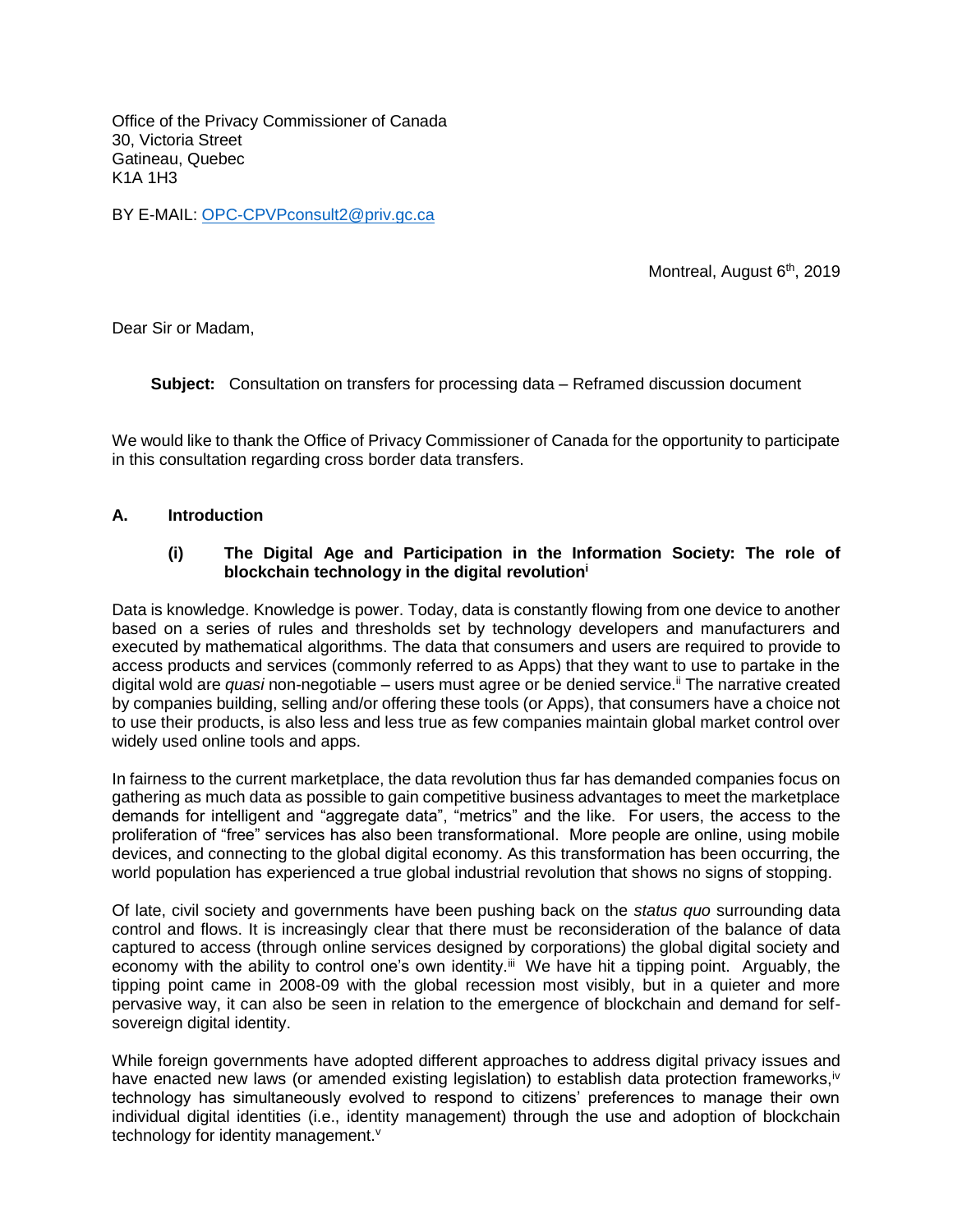Office of the Privacy Commissioner of Canada
30, Victoria Street
Gatineau, Quebec
K1A 1H3

BY E-MAIL: OPC-CPVPconsult2@priv.gc.ca

Montreal, August 6th, 2019

Dear Sir or Madam,

**Subject:** Consultation on transfers for processing data – Reframed discussion document

We would like to thank the Office of Privacy Commissioner of Canada for the opportunity to participate in this consultation regarding cross border data transfers.

## A. Introduction

### (i) The Digital Age and Participation in the Information Society: The role of blockchain technology in the digital revolution[i]

Data is knowledge. Knowledge is power. Today, data is constantly flowing from one device to another based on a series of rules and thresholds set by technology developers and manufacturers and executed by mathematical algorithms. The data that consumers and users are required to provide to access products and services (commonly referred to as Apps) that they want to use to partake in the digital wold are *quasi* non-negotiable – users must agree or be denied service.[ii] The narrative created by companies building, selling and/or offering these tools (or Apps), that consumers have a choice not to use their products, is also less and less true as few companies maintain global market control over widely used online tools and apps.

In fairness to the current marketplace, the data revolution thus far has demanded companies focus on gathering as much data as possible to gain competitive business advantages to meet the marketplace demands for intelligent and "aggregate data", "metrics" and the like. For users, the access to the proliferation of "free" services has also been transformational. More people are online, using mobile devices, and connecting to the global digital economy. As this transformation has been occurring, the world population has experienced a true global industrial revolution that shows no signs of stopping.

Of late, civil society and governments have been pushing back on the *status quo* surrounding data control and flows. It is increasingly clear that there must be reconsideration of the balance of data captured to access (through online services designed by corporations) the global digital society and economy with the ability to control one's own identity.[iii] We have hit a tipping point. Arguably, the tipping point came in 2008-09 with the global recession most visibly, but in a quieter and more pervasive way, it can also be seen in relation to the emergence of blockchain and demand for self-sovereign digital identity.

While foreign governments have adopted different approaches to address digital privacy issues and have enacted new laws (or amended existing legislation) to establish data protection frameworks,[iv] technology has simultaneously evolved to respond to citizens' preferences to manage their own individual digital identities (i.e., identity management) through the use and adoption of blockchain technology for identity management.[v]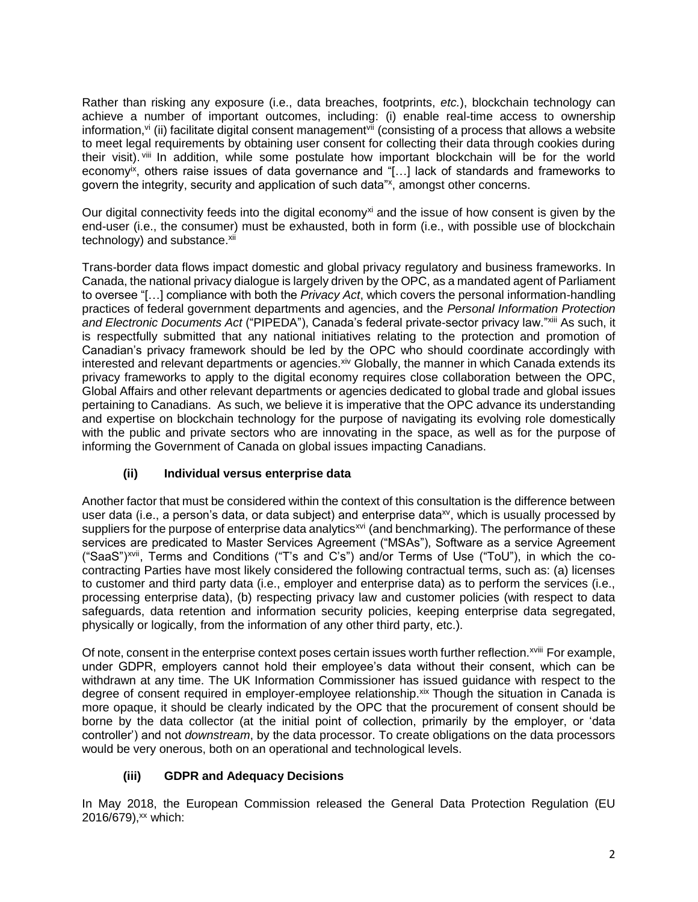Rather than risking any exposure (i.e., data breaches, footprints, *etc.*), blockchain technology can achieve a number of important outcomes, including: (i) enable real-time access to ownership information,[vi] (ii) facilitate digital consent management[vii] (consisting of a process that allows a website to meet legal requirements by obtaining user consent for collecting their data through cookies during their visit).[viii] In addition, while some postulate how important blockchain will be for the world economy[ix], others raise issues of data governance and "[…] lack of standards and frameworks to govern the integrity, security and application of such data"[x], amongst other concerns.

Our digital connectivity feeds into the digital economy[xi] and the issue of how consent is given by the end-user (i.e., the consumer) must be exhausted, both in form (i.e., with possible use of blockchain technology) and substance.[xii]

Trans-border data flows impact domestic and global privacy regulatory and business frameworks. In Canada, the national privacy dialogue is largely driven by the OPC, as a mandated agent of Parliament to oversee "[…] compliance with both the *Privacy Act*, which covers the personal information-handling practices of federal government departments and agencies, and the *Personal Information Protection and Electronic Documents Act* ("PIPEDA"), Canada's federal private-sector privacy law."[xiii] As such, it is respectfully submitted that any national initiatives relating to the protection and promotion of Canadian's privacy framework should be led by the OPC who should coordinate accordingly with interested and relevant departments or agencies.[xiv] Globally, the manner in which Canada extends its privacy frameworks to apply to the digital economy requires close collaboration between the OPC, Global Affairs and other relevant departments or agencies dedicated to global trade and global issues pertaining to Canadians. As such, we believe it is imperative that the OPC advance its understanding and expertise on blockchain technology for the purpose of navigating its evolving role domestically with the public and private sectors who are innovating in the space, as well as for the purpose of informing the Government of Canada on global issues impacting Canadians.

### (ii) Individual versus enterprise data

Another factor that must be considered within the context of this consultation is the difference between user data (i.e., a person's data, or data subject) and enterprise data[xv], which is usually processed by suppliers for the purpose of enterprise data analytics[xvi] (and benchmarking). The performance of these services are predicated to Master Services Agreement ("MSAs"), Software as a service Agreement ("SaaS")[xvii], Terms and Conditions ("T's and C's") and/or Terms of Use ("ToU"), in which the co-contracting Parties have most likely considered the following contractual terms, such as: (a) licenses to customer and third party data (i.e., employer and enterprise data) as to perform the services (i.e., processing enterprise data), (b) respecting privacy law and customer policies (with respect to data safeguards, data retention and information security policies, keeping enterprise data segregated, physically or logically, from the information of any other third party, etc.).

Of note, consent in the enterprise context poses certain issues worth further reflection.[xviii] For example, under GDPR, employers cannot hold their employee's data without their consent, which can be withdrawn at any time. The UK Information Commissioner has issued guidance with respect to the degree of consent required in employer-employee relationship.[xix] Though the situation in Canada is more opaque, it should be clearly indicated by the OPC that the procurement of consent should be borne by the data collector (at the initial point of collection, primarily by the employer, or 'data controller') and not *downstream*, by the data processor. To create obligations on the data processors would be very onerous, both on an operational and technological levels.

### (iii) GDPR and Adequacy Decisions

In May 2018, the European Commission released the General Data Protection Regulation (EU 2016/679),[xx] which: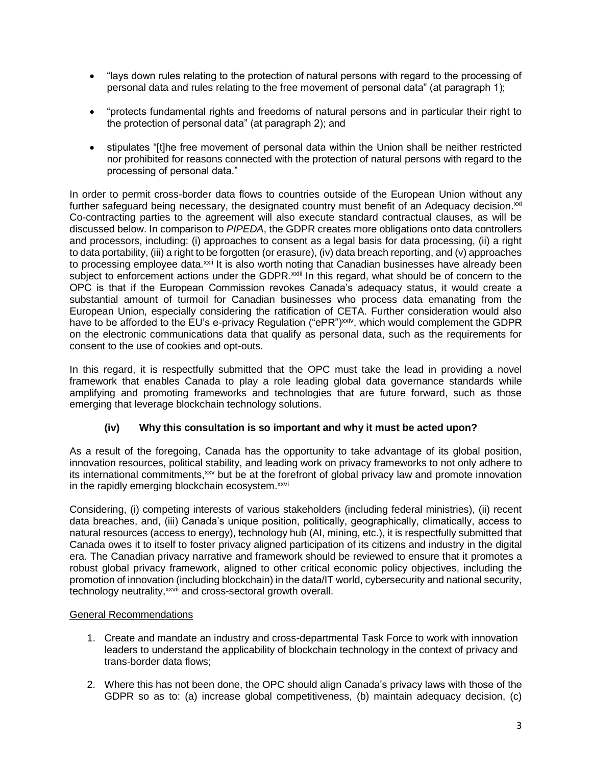- "lays down rules relating to the protection of natural persons with regard to the processing of personal data and rules relating to the free movement of personal data" (at paragraph 1);

- "protects fundamental rights and freedoms of natural persons and in particular their right to the protection of personal data" (at paragraph 2); and

- stipulates "[t]he free movement of personal data within the Union shall be neither restricted nor prohibited for reasons connected with the protection of natural persons with regard to the processing of personal data."

In order to permit cross-border data flows to countries outside of the European Union without any further safeguard being necessary, the designated country must benefit of an Adequacy decision.[xxi] Co-contracting parties to the agreement will also execute standard contractual clauses, as will be discussed below. In comparison to *PIPEDA*, the GDPR creates more obligations onto data controllers and processors, including: (i) approaches to consent as a legal basis for data processing, (ii) a right to data portability, (iii) a right to be forgotten (or erasure), (iv) data breach reporting, and (v) approaches to processing employee data.[xxii] It is also worth noting that Canadian businesses have already been subject to enforcement actions under the GDPR.[xxiii] In this regard, what should be of concern to the OPC is that if the European Commission revokes Canada's adequacy status, it would create a substantial amount of turmoil for Canadian businesses who process data emanating from the European Union, especially considering the ratification of CETA. Further consideration would also have to be afforded to the EU's e-privacy Regulation ("ePR")[xxiv], which would complement the GDPR on the electronic communications data that qualify as personal data, such as the requirements for consent to the use of cookies and opt-outs.

In this regard, it is respectfully submitted that the OPC must take the lead in providing a novel framework that enables Canada to play a role leading global data governance standards while amplifying and promoting frameworks and technologies that are future forward, such as those emerging that leverage blockchain technology solutions.

### (iv) Why this consultation is so important and why it must be acted upon?

As a result of the foregoing, Canada has the opportunity to take advantage of its global position, innovation resources, political stability, and leading work on privacy frameworks to not only adhere to its international commitments,[xxv] but be at the forefront of global privacy law and promote innovation in the rapidly emerging blockchain ecosystem.[xxvi]

Considering, (i) competing interests of various stakeholders (including federal ministries), (ii) recent data breaches, and, (iii) Canada's unique position, politically, geographically, climatically, access to natural resources (access to energy), technology hub (AI, mining, etc.), it is respectfully submitted that Canada owes it to itself to foster privacy aligned participation of its citizens and industry in the digital era. The Canadian privacy narrative and framework should be reviewed to ensure that it promotes a robust global privacy framework, aligned to other critical economic policy objectives, including the promotion of innovation (including blockchain) in the data/IT world, cybersecurity and national security, technology neutrality,[xxvii] and cross-sectoral growth overall.

<u>General Recommendations</u>

1. Create and mandate an industry and cross-departmental Task Force to work with innovation leaders to understand the applicability of blockchain technology in the context of privacy and trans-border data flows;

2. Where this has not been done, the OPC should align Canada's privacy laws with those of the GDPR so as to: (a) increase global competitiveness, (b) maintain adequacy decision, (c)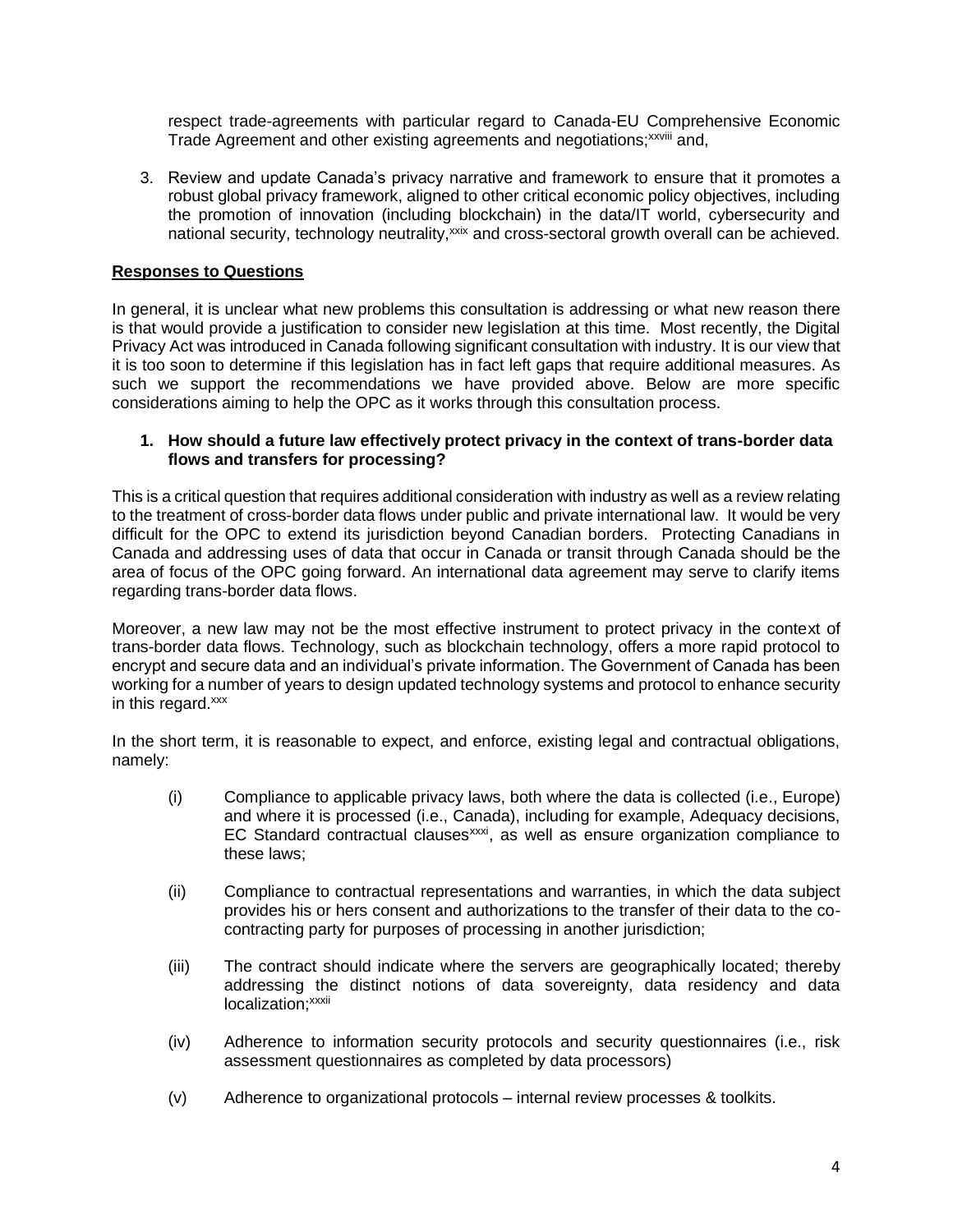respect trade-agreements with particular regard to Canada-EU Comprehensive Economic Trade Agreement and other existing agreements and negotiations;[xxviii] and,

3. Review and update Canada's privacy narrative and framework to ensure that it promotes a robust global privacy framework, aligned to other critical economic policy objectives, including the promotion of innovation (including blockchain) in the data/IT world, cybersecurity and national security, technology neutrality,[xxix] and cross-sectoral growth overall can be achieved.

**Responses to Questions**

In general, it is unclear what new problems this consultation is addressing or what new reason there is that would provide a justification to consider new legislation at this time. Most recently, the Digital Privacy Act was introduced in Canada following significant consultation with industry. It is our view that it is too soon to determine if this legislation has in fact left gaps that require additional measures. As such we support the recommendations we have provided above. Below are more specific considerations aiming to help the OPC as it works through this consultation process.

**1. How should a future law effectively protect privacy in the context of trans-border data flows and transfers for processing?**

This is a critical question that requires additional consideration with industry as well as a review relating to the treatment of cross-border data flows under public and private international law. It would be very difficult for the OPC to extend its jurisdiction beyond Canadian borders. Protecting Canadians in Canada and addressing uses of data that occur in Canada or transit through Canada should be the area of focus of the OPC going forward. An international data agreement may serve to clarify items regarding trans-border data flows.

Moreover, a new law may not be the most effective instrument to protect privacy in the context of trans-border data flows. Technology, such as blockchain technology, offers a more rapid protocol to encrypt and secure data and an individual's private information. The Government of Canada has been working for a number of years to design updated technology systems and protocol to enhance security in this regard.[xxx]

In the short term, it is reasonable to expect, and enforce, existing legal and contractual obligations, namely:

(i) Compliance to applicable privacy laws, both where the data is collected (i.e., Europe) and where it is processed (i.e., Canada), including for example, Adequacy decisions, EC Standard contractual clauses[xxxi], as well as ensure organization compliance to these laws;

(ii) Compliance to contractual representations and warranties, in which the data subject provides his or hers consent and authorizations to the transfer of their data to the co-contracting party for purposes of processing in another jurisdiction;

(iii) The contract should indicate where the servers are geographically located; thereby addressing the distinct notions of data sovereignty, data residency and data localization;[xxxii]

(iv) Adherence to information security protocols and security questionnaires (i.e., risk assessment questionnaires as completed by data processors)

(v) Adherence to organizational protocols – internal review processes & toolkits.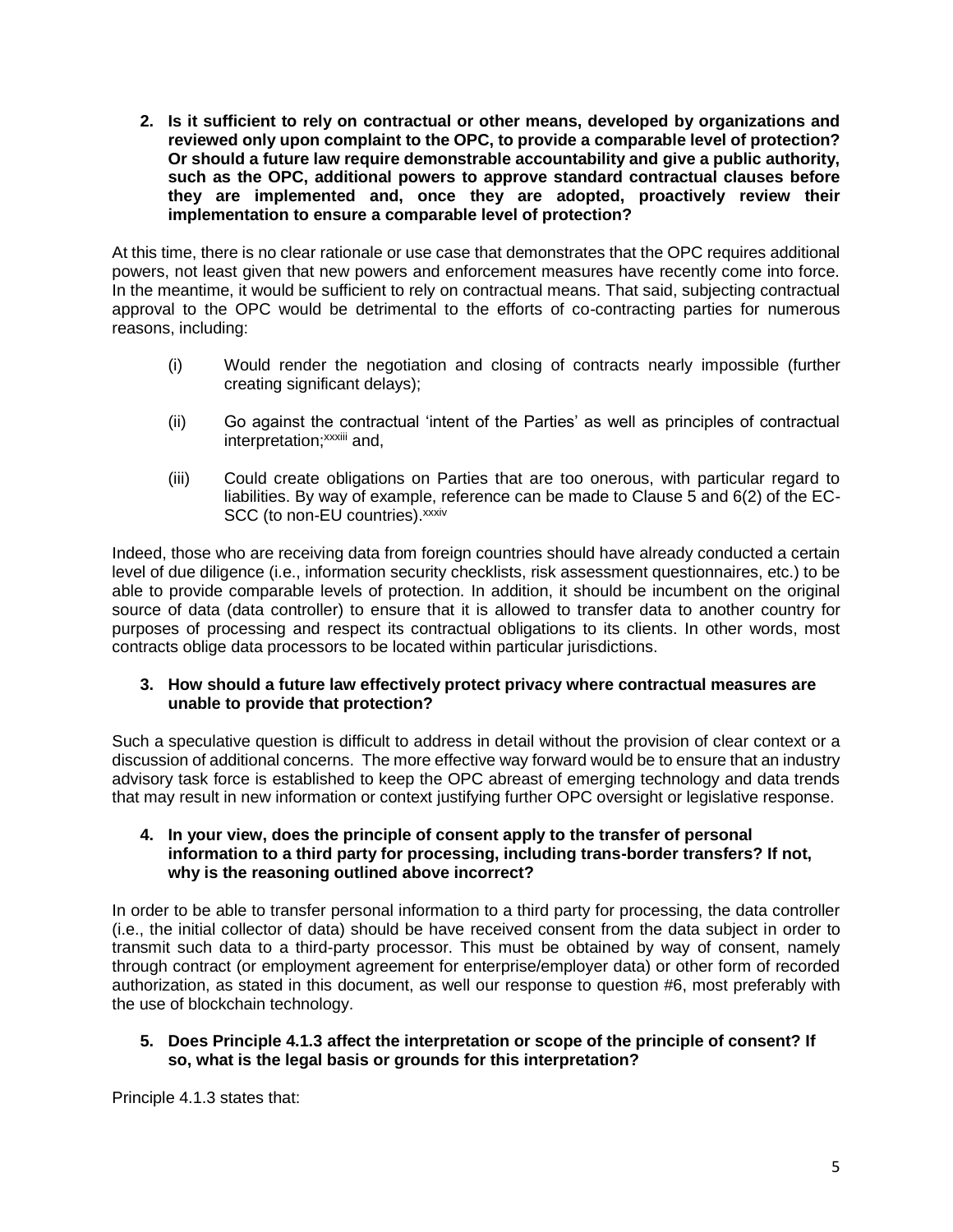**2. Is it sufficient to rely on contractual or other means, developed by organizations and reviewed only upon complaint to the OPC, to provide a comparable level of protection? Or should a future law require demonstrable accountability and give a public authority, such as the OPC, additional powers to approve standard contractual clauses before they are implemented and, once they are adopted, proactively review their implementation to ensure a comparable level of protection?**

At this time, there is no clear rationale or use case that demonstrates that the OPC requires additional powers, not least given that new powers and enforcement measures have recently come into force. In the meantime, it would be sufficient to rely on contractual means. That said, subjecting contractual approval to the OPC would be detrimental to the efforts of co-contracting parties for numerous reasons, including:

(i) Would render the negotiation and closing of contracts nearly impossible (further creating significant delays);

(ii) Go against the contractual 'intent of the Parties' as well as principles of contractual interpretation;[xxxiii] and,

(iii) Could create obligations on Parties that are too onerous, with particular regard to liabilities. By way of example, reference can be made to Clause 5 and 6(2) of the EC-SCC (to non-EU countries).[xxxiv]

Indeed, those who are receiving data from foreign countries should have already conducted a certain level of due diligence (i.e., information security checklists, risk assessment questionnaires, etc.) to be able to provide comparable levels of protection. In addition, it should be incumbent on the original source of data (data controller) to ensure that it is allowed to transfer data to another country for purposes of processing and respect its contractual obligations to its clients. In other words, most contracts oblige data processors to be located within particular jurisdictions.

**3. How should a future law effectively protect privacy where contractual measures are unable to provide that protection?**

Such a speculative question is difficult to address in detail without the provision of clear context or a discussion of additional concerns. The more effective way forward would be to ensure that an industry advisory task force is established to keep the OPC abreast of emerging technology and data trends that may result in new information or context justifying further OPC oversight or legislative response.

**4. In your view, does the principle of consent apply to the transfer of personal information to a third party for processing, including trans-border transfers? If not, why is the reasoning outlined above incorrect?**

In order to be able to transfer personal information to a third party for processing, the data controller (i.e., the initial collector of data) should be have received consent from the data subject in order to transmit such data to a third-party processor. This must be obtained by way of consent, namely through contract (or employment agreement for enterprise/employer data) or other form of recorded authorization, as stated in this document, as well our response to question #6, most preferably with the use of blockchain technology.

**5. Does Principle 4.1.3 affect the interpretation or scope of the principle of consent? If so, what is the legal basis or grounds for this interpretation?**

Principle 4.1.3 states that: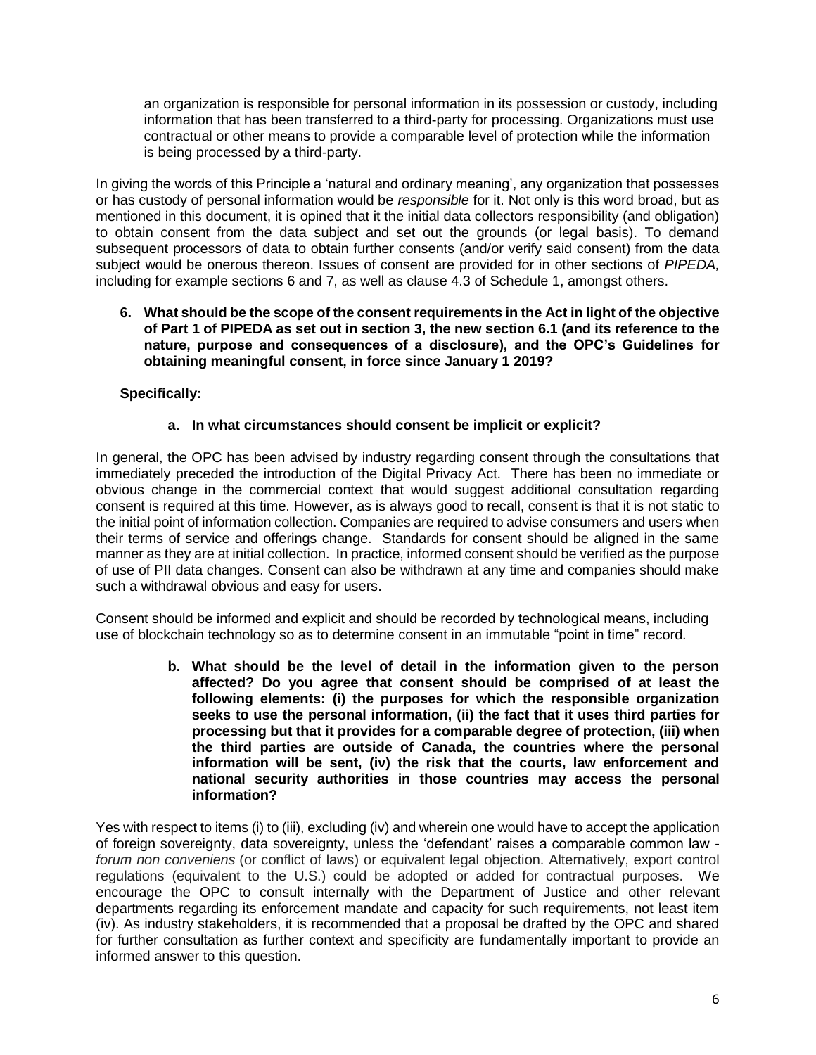> an organization is responsible for personal information in its possession or custody, including information that has been transferred to a third-party for processing. Organizations must use contractual or other means to provide a comparable level of protection while the information is being processed by a third-party.

In giving the words of this Principle a 'natural and ordinary meaning', any organization that possesses or has custody of personal information would be *responsible* for it. Not only is this word broad, but as mentioned in this document, it is opined that it the initial data collectors responsibility (and obligation) to obtain consent from the data subject and set out the grounds (or legal basis). To demand subsequent processors of data to obtain further consents (and/or verify said consent) from the data subject would be onerous thereon. Issues of consent are provided for in other sections of *PIPEDA,* including for example sections 6 and 7, as well as clause 4.3 of Schedule 1, amongst others.

**6. What should be the scope of the consent requirements in the Act in light of the objective of Part 1 of PIPEDA as set out in section 3, the new section 6.1 (and its reference to the nature, purpose and consequences of a disclosure), and the OPC's Guidelines for obtaining meaningful consent, in force since January 1 2019?**

**Specifically:**

**a. In what circumstances should consent be implicit or explicit?**

In general, the OPC has been advised by industry regarding consent through the consultations that immediately preceded the introduction of the Digital Privacy Act. There has been no immediate or obvious change in the commercial context that would suggest additional consultation regarding consent is required at this time. However, as is always good to recall, consent is that it is not static to the initial point of information collection. Companies are required to advise consumers and users when their terms of service and offerings change. Standards for consent should be aligned in the same manner as they are at initial collection. In practice, informed consent should be verified as the purpose of use of PII data changes. Consent can also be withdrawn at any time and companies should make such a withdrawal obvious and easy for users.

Consent should be informed and explicit and should be recorded by technological means, including use of blockchain technology so as to determine consent in an immutable "point in time" record.

**b. What should be the level of detail in the information given to the person affected? Do you agree that consent should be comprised of at least the following elements: (i) the purposes for which the responsible organization seeks to use the personal information, (ii) the fact that it uses third parties for processing but that it provides for a comparable degree of protection, (iii) when the third parties are outside of Canada, the countries where the personal information will be sent, (iv) the risk that the courts, law enforcement and national security authorities in those countries may access the personal information?**

Yes with respect to items (i) to (iii), excluding (iv) and wherein one would have to accept the application of foreign sovereignty, data sovereignty, unless the 'defendant' raises a comparable common law - *forum non conveniens* (or conflict of laws) or equivalent legal objection. Alternatively, export control regulations (equivalent to the U.S.) could be adopted or added for contractual purposes. We encourage the OPC to consult internally with the Department of Justice and other relevant departments regarding its enforcement mandate and capacity for such requirements, not least item (iv). As industry stakeholders, it is recommended that a proposal be drafted by the OPC and shared for further consultation as further context and specificity are fundamentally important to provide an informed answer to this question.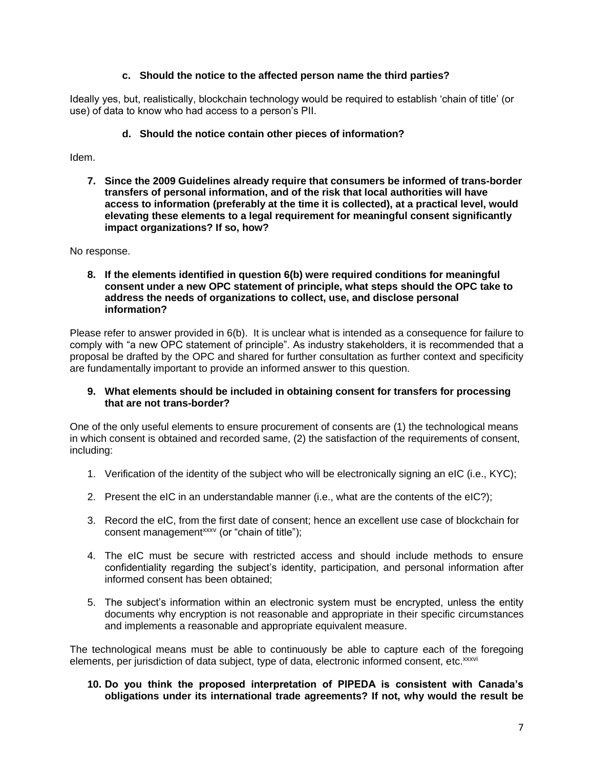**c. Should the notice to the affected person name the third parties?**

Ideally yes, but, realistically, blockchain technology would be required to establish 'chain of title' (or use) of data to know who had access to a person's PII.

**d. Should the notice contain other pieces of information?**

Idem.

**7. Since the 2009 Guidelines already require that consumers be informed of trans-border transfers of personal information, and of the risk that local authorities will have access to information (preferably at the time it is collected), at a practical level, would elevating these elements to a legal requirement for meaningful consent significantly impact organizations? If so, how?**

No response.

**8. If the elements identified in question 6(b) were required conditions for meaningful consent under a new OPC statement of principle, what steps should the OPC take to address the needs of organizations to collect, use, and disclose personal information?**

Please refer to answer provided in 6(b). It is unclear what is intended as a consequence for failure to comply with "a new OPC statement of principle". As industry stakeholders, it is recommended that a proposal be drafted by the OPC and shared for further consultation as further context and specificity are fundamentally important to provide an informed answer to this question.

**9. What elements should be included in obtaining consent for transfers for processing that are not trans-border?**

One of the only useful elements to ensure procurement of consents are (1) the technological means in which consent is obtained and recorded same, (2) the satisfaction of the requirements of consent, including:

1. Verification of the identity of the subject who will be electronically signing an eIC (i.e., KYC);
2. Present the eIC in an understandable manner (i.e., what are the contents of the eIC?);
3. Record the eIC, from the first date of consent; hence an excellent use case of blockchain for consent management[xxxv] (or "chain of title");
4. The eIC must be secure with restricted access and should include methods to ensure confidentiality regarding the subject's identity, participation, and personal information after informed consent has been obtained;
5. The subject's information within an electronic system must be encrypted, unless the entity documents why encryption is not reasonable and appropriate in their specific circumstances and implements a reasonable and appropriate equivalent measure.

The technological means must be able to continuously be able to capture each of the foregoing elements, per jurisdiction of data subject, type of data, electronic informed consent, etc.[xxxvi]

**10. Do you think the proposed interpretation of PIPEDA is consistent with Canada's obligations under its international trade agreements? If not, why would the result be**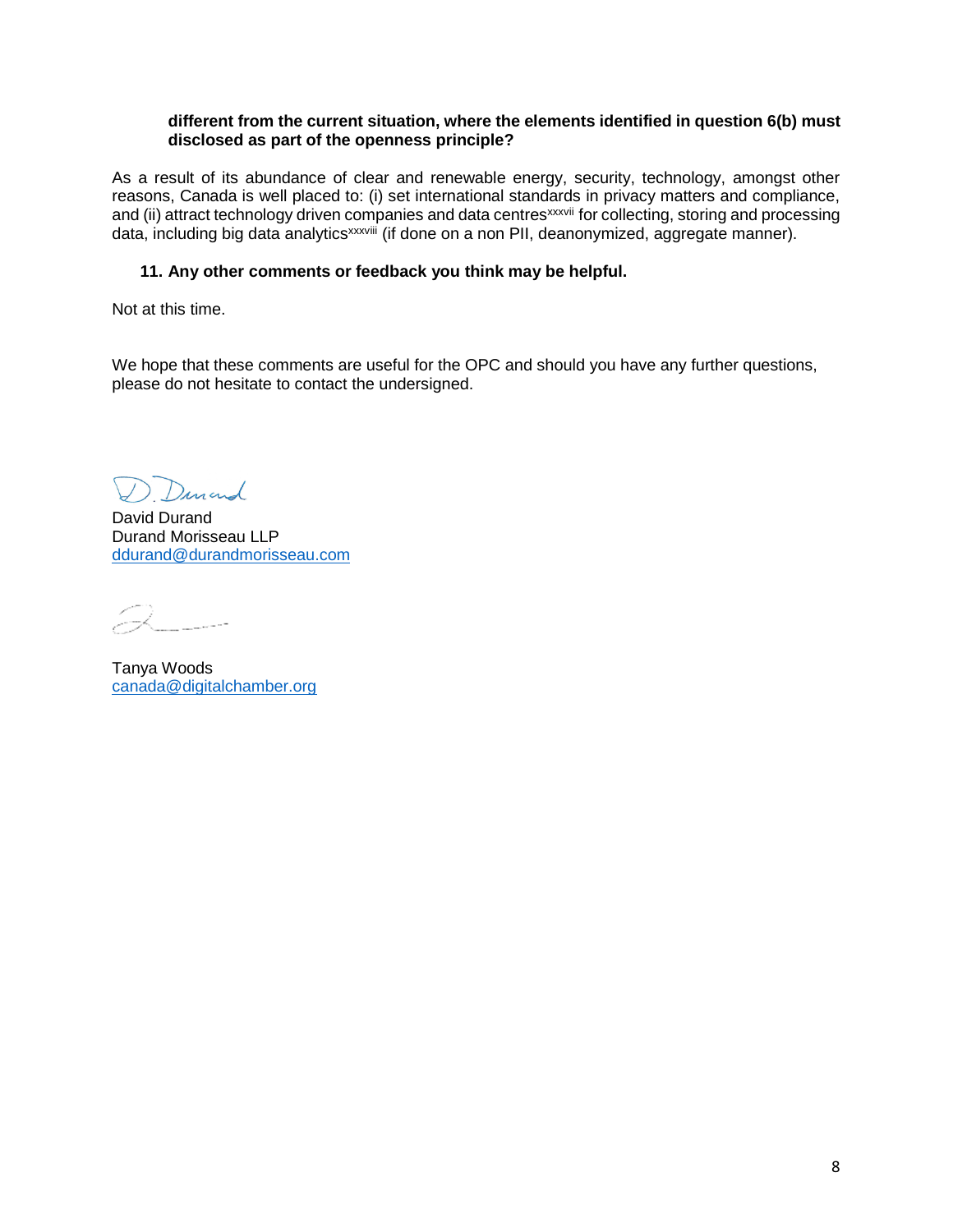**different from the current situation, where the elements identified in question 6(b) must disclosed as part of the openness principle?**

As a result of its abundance of clear and renewable energy, security, technology, amongst other reasons, Canada is well placed to: (i) set international standards in privacy matters and compliance, and (ii) attract technology driven companies and data centres[xxxvii] for collecting, storing and processing data, including big data analytics[xxxviii] (if done on a non PII, deanonymized, aggregate manner).

**11. Any other comments or feedback you think may be helpful.**

Not at this time.

We hope that these comments are useful for the OPC and should you have any further questions, please do not hesitate to contact the undersigned.

David Durand
Durand Morisseau LLP
ddurand@durandmorisseau.com

Tanya Woods
canada@digitalchamber.org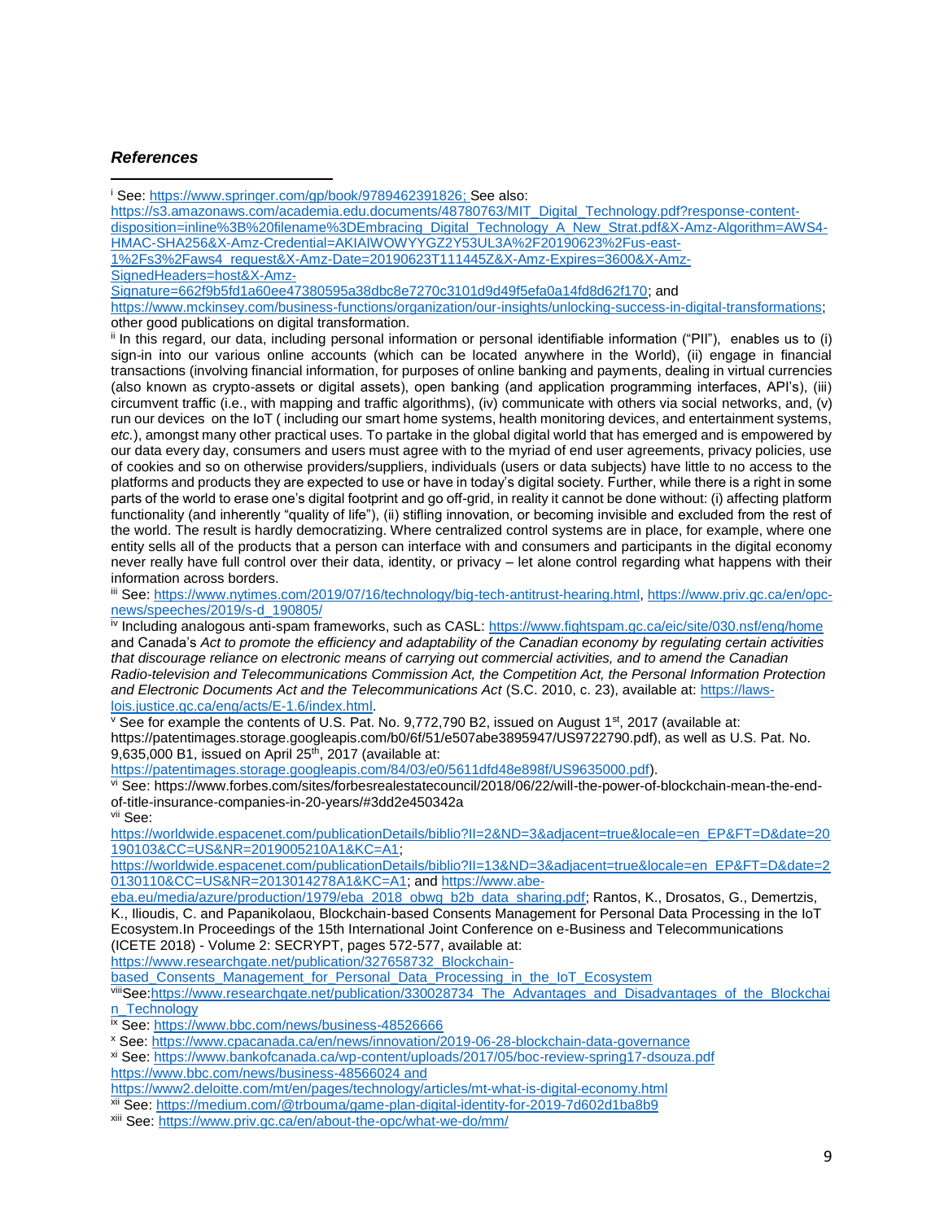***References***

[i] See: https://www.springer.com/gp/book/9789462391826; See also: https://s3.amazonaws.com/academia.edu.documents/48780763/MIT_Digital_Technology.pdf?response-content-disposition=inline%3B%20filename%3DEmbracing_Digital_Technology_A_New_Strat.pdf&X-Amz-Algorithm=AWS4-HMAC-SHA256&X-Amz-Credential=AKIAIWOWYYGZ2Y53UL3A%2F20190623%2Fus-east-1%2Fs3%2Faws4_request&X-Amz-Date=20190623T111445Z&X-Amz-Expires=3600&X-Amz-SignedHeaders=host&X-Amz-Signature=662f9b5fd1a60ee47380595a38dbc8e7270c3101d9d49f5efa0a14fd8d62f170; and https://www.mckinsey.com/business-functions/organization/our-insights/unlocking-success-in-digital-transformations; other good publications on digital transformation.

[ii] In this regard, our data, including personal information or personal identifiable information ("PII"), enables us to (i) sign-in into our various online accounts (which can be located anywhere in the World), (ii) engage in financial transactions (involving financial information, for purposes of online banking and payments, dealing in virtual currencies (also known as crypto-assets or digital assets), open banking (and application programming interfaces, API's), (iii) circumvent traffic (i.e., with mapping and traffic algorithms), (iv) communicate with others via social networks, and, (v) run our devices on the IoT ( including our smart home systems, health monitoring devices, and entertainment systems, *etc.*), amongst many other practical uses. To partake in the global digital world that has emerged and is empowered by our data every day, consumers and users must agree with to the myriad of end user agreements, privacy policies, use of cookies and so on otherwise providers/suppliers, individuals (users or data subjects) have little to no access to the platforms and products they are expected to use or have in today's digital society. Further, while there is a right in some parts of the world to erase one's digital footprint and go off-grid, in reality it cannot be done without: (i) affecting platform functionality (and inherently "quality of life"), (ii) stifling innovation, or becoming invisible and excluded from the rest of the world. The result is hardly democratizing. Where centralized control systems are in place, for example, where one entity sells all of the products that a person can interface with and consumers and participants in the digital economy never really have full control over their data, identity, or privacy – let alone control regarding what happens with their information across borders.

[iii] See: https://www.nytimes.com/2019/07/16/technology/big-tech-antitrust-hearing.html, https://www.priv.gc.ca/en/opc-news/speeches/2019/s-d_190805/

[iv] Including analogous anti-spam frameworks, such as CASL: https://www.fightspam.gc.ca/eic/site/030.nsf/eng/home and Canada's *Act to promote the efficiency and adaptability of the Canadian economy by regulating certain activities that discourage reliance on electronic means of carrying out commercial activities, and to amend the Canadian Radio-television and Telecommunications Commission Act, the Competition Act, the Personal Information Protection and Electronic Documents Act and the Telecommunications Act* (S.C. 2010, c. 23), available at: https://laws-lois.justice.gc.ca/eng/acts/E-1.6/index.html.

[v] See for example the contents of U.S. Pat. No. 9,772,790 B2, issued on August 1st, 2017 (available at: https://patentimages.storage.googleapis.com/b0/6f/51/e507abe3895947/US9722790.pdf), as well as U.S. Pat. No. 9,635,000 B1, issued on April 25th, 2017 (available at: https://patentimages.storage.googleapis.com/84/03/e0/5611dfd48e898f/US9635000.pdf).

[vi] See: https://www.forbes.com/sites/forbesrealestatecouncil/2018/06/22/will-the-power-of-blockchain-mean-the-end-of-title-insurance-companies-in-20-years/#3dd2e450342a

[vii] See: https://worldwide.espacenet.com/publicationDetails/biblio?II=2&ND=3&adjacent=true&locale=en_EP&FT=D&date=20190103&CC=US&NR=2019005210A1&KC=A1; https://worldwide.espacenet.com/publicationDetails/biblio?II=13&ND=3&adjacent=true&locale=en_EP&FT=D&date=20130110&CC=US&NR=2013014278A1&KC=A1; and https://www.abe-eba.eu/media/azure/production/1979/eba_2018_obwg_b2b_data_sharing.pdf; Rantos, K., Drosatos, G., Demertzis, K., Ilioudis, C. and Papanikolaou, Blockchain-based Consents Management for Personal Data Processing in the IoT Ecosystem.In Proceedings of the 15th International Joint Conference on e-Business and Telecommunications (ICETE 2018) - Volume 2: SECRYPT, pages 572-577, available at: https://www.researchgate.net/publication/327658732_Blockchain-based_Consents_Management_for_Personal_Data_Processing_in_the_IoT_Ecosystem

[viii] See:https://www.researchgate.net/publication/330028734_The_Advantages_and_Disadvantages_of_the_Blockchain_Technology

[ix] See: https://www.bbc.com/news/business-48526666

[x] See: https://www.cpacanada.ca/en/news/innovation/2019-06-28-blockchain-data-governance

[xi] See: https://www.bankofcanada.ca/wp-content/uploads/2017/05/boc-review-spring17-dsouza.pdf https://www.bbc.com/news/business-48566024 and https://www2.deloitte.com/mt/en/pages/technology/articles/mt-what-is-digital-economy.html

[xii] See: https://medium.com/@trbouma/game-plan-digital-identity-for-2019-7d602d1ba8b9

[xiii] See: https://www.priv.gc.ca/en/about-the-opc/what-we-do/mm/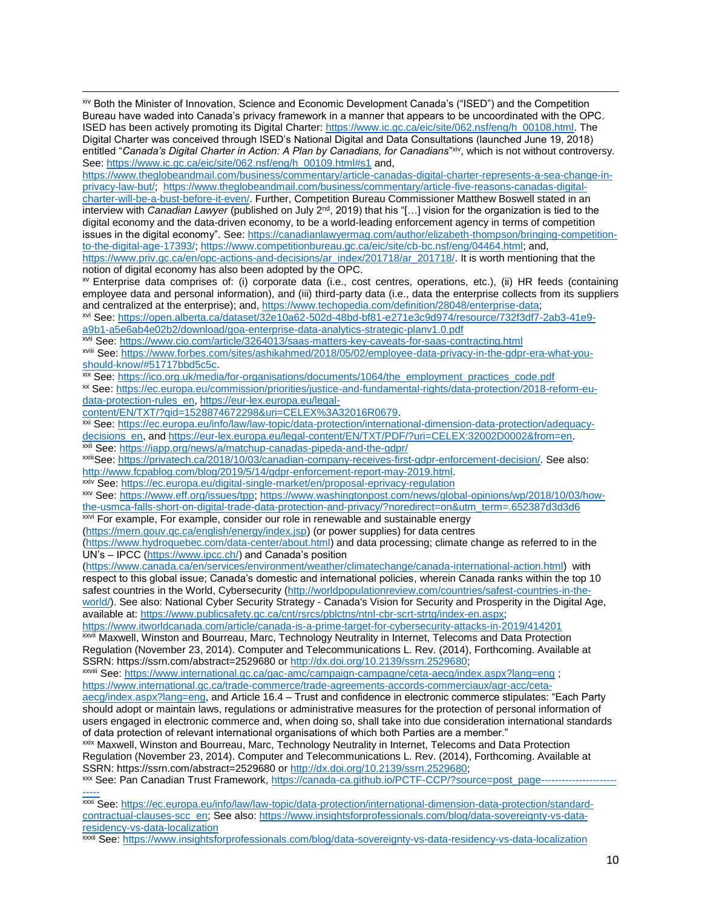[xiv] Both the Minister of Innovation, Science and Economic Development Canada's ("ISED") and the Competition Bureau have waded into Canada's privacy framework in a manner that appears to be uncoordinated with the OPC. ISED has been actively promoting its Digital Charter: https://www.ic.gc.ca/eic/site/062.nsf/eng/h_00108.html. The Digital Charter was conceived through ISED's National Digital and Data Consultations (launched June 19, 2018) entitled "*Canada's Digital Charter in Action: A Plan by Canadians, for Canadians*"[xiv], which is not without controversy. See: https://www.ic.gc.ca/eic/site/062.nsf/eng/h_00109.html#s1 and, https://www.theglobeandmail.com/business/commentary/article-canadas-digital-charter-represents-a-sea-change-in-privacy-law-but/; https://www.theglobeandmail.com/business/commentary/article-five-reasons-canadas-digital-charter-will-be-a-bust-before-it-even/. Further, Competition Bureau Commissioner Matthew Boswell stated in an interview with *Canadian Lawyer* (published on July 2nd, 2019) that his "[…] vision for the organization is tied to the digital economy and the data-driven economy, to be a world-leading enforcement agency in terms of competition issues in the digital economy". See: https://canadianlawyermag.com/author/elizabeth-thompson/bringing-competition-to-the-digital-age-17393/; https://www.competitionbureau.gc.ca/eic/site/cb-bc.nsf/eng/04464.html; and, https://www.priv.gc.ca/en/opc-actions-and-decisions/ar_index/201718/ar_201718/. It is worth mentioning that the notion of digital economy has also been adopted by the OPC.

[xv] Enterprise data comprises of: (i) corporate data (i.e., cost centres, operations, etc.), (ii) HR feeds (containing employee data and personal information), and (iii) third-party data (i.e., data the enterprise collects from its suppliers and centralized at the enterprise); and, https://www.techopedia.com/definition/28048/enterprise-data;

[xvi] See: https://open.alberta.ca/dataset/32e10a62-502d-48bd-bf81-e271e3c9d974/resource/732f3df7-2ab3-41e9-a9b1-a5e6ab4e02b2/download/goa-enterprise-data-analytics-strategic-planv1.0.pdf

[xvii] See: https://www.cio.com/article/3264013/saas-matters-key-caveats-for-saas-contracting.html

[xviii] See: https://www.forbes.com/sites/ashikahmed/2018/05/02/employee-data-privacy-in-the-gdpr-era-what-you-should-know/#51717bbd5c5c.

[xix] See: https://ico.org.uk/media/for-organisations/documents/1064/the_employment_practices_code.pdf

[xx] See: https://ec.europa.eu/commission/priorities/justice-and-fundamental-rights/data-protection/2018-reform-eu-data-protection-rules_en, https://eur-lex.europa.eu/legal-content/EN/TXT/?qid=1528874672298&uri=CELEX%3A32016R0679.

[xxi] See: https://ec.europa.eu/info/law/law-topic/data-protection/international-dimension-data-protection/adequacy-decisions_en, and https://eur-lex.europa.eu/legal-content/EN/TXT/PDF/?uri=CELEX:32002D0002&from=en.

[xxii] See: https://iapp.org/news/a/matchup-canadas-pipeda-and-the-gdpr/

[xxiii] See: https://privatech.ca/2018/10/03/canadian-company-receives-first-gdpr-enforcement-decision/. See also: http://www.fcpablog.com/blog/2019/5/14/gdpr-enforcement-report-may-2019.html.

[xxiv] See: https://ec.europa.eu/digital-single-market/en/proposal-eprivacy-regulation

[xxv] See: https://www.eff.org/issues/tpp; https://www.washingtonpost.com/news/global-opinions/wp/2018/10/03/how-the-usmca-falls-short-on-digital-trade-data-protection-and-privacy/?noredirect=on&utm_term=.652387d3d3d6

[xxvi] For example, For example, consider our role in renewable and sustainable energy (https://mern.gouv.qc.ca/english/energy/index.jsp) (or power supplies) for data centres (https://www.hydroquebec.com/data-center/about.html) and data processing; climate change as referred to in the UN's – IPCC (https://www.ipcc.ch/) and Canada's position (https://www.canada.ca/en/services/environment/weather/climatechange/canada-international-action.html) with respect to this global issue; Canada's domestic and international policies, wherein Canada ranks within the top 10 safest countries in the World, Cybersecurity (http://worldpopulationreview.com/countries/safest-countries-in-the-world/). See also: National Cyber Security Strategy - Canada's Vision for Security and Prosperity in the Digital Age, available at: https://www.publicsafety.gc.ca/cnt/rsrcs/pblctns/ntnl-cbr-scrt-strtg/index-en.aspx; https://www.itworldcanada.com/article/canada-is-a-prime-target-for-cybersecurity-attacks-in-2019/414201

[xxvii] Maxwell, Winston and Bourreau, Marc, Technology Neutrality in Internet, Telecoms and Data Protection Regulation (November 23, 2014). Computer and Telecommunications L. Rev. (2014), Forthcoming. Available at SSRN: https://ssrn.com/abstract=2529680 or http://dx.doi.org/10.2139/ssrn.2529680;

[xxviii] See: https://www.international.gc.ca/gac-amc/campaign-campagne/ceta-aecg/index.aspx?lang=eng ; https://www.international.gc.ca/trade-commerce/trade-agreements-accords-commerciaux/agr-acc/ceta-aecg/index.aspx?lang=eng, and Article 16.4 – Trust and confidence in electronic commerce stipulates: "Each Party should adopt or maintain laws, regulations or administrative measures for the protection of personal information of users engaged in electronic commerce and, when doing so, shall take into due consideration international standards of data protection of relevant international organisations of which both Parties are a member."

[xxix] Maxwell, Winston and Bourreau, Marc, Technology Neutrality in Internet, Telecoms and Data Protection Regulation (November 23, 2014). Computer and Telecommunications L. Rev. (2014), Forthcoming. Available at SSRN: https://ssrn.com/abstract=2529680 or http://dx.doi.org/10.2139/ssrn.2529680;

[xxx] See: Pan Canadian Trust Framework, https://canada-ca.github.io/PCTF-CCP/?source=post_page---------------------------

[xxxi] See: https://ec.europa.eu/info/law/law-topic/data-protection/international-dimension-data-protection/standard-contractual-clauses-scc_en; See also: https://www.insightsforprofessionals.com/blog/data-sovereignty-vs-data-residency-vs-data-localization

[xxxii] See: https://www.insightsforprofessionals.com/blog/data-sovereignty-vs-data-residency-vs-data-localization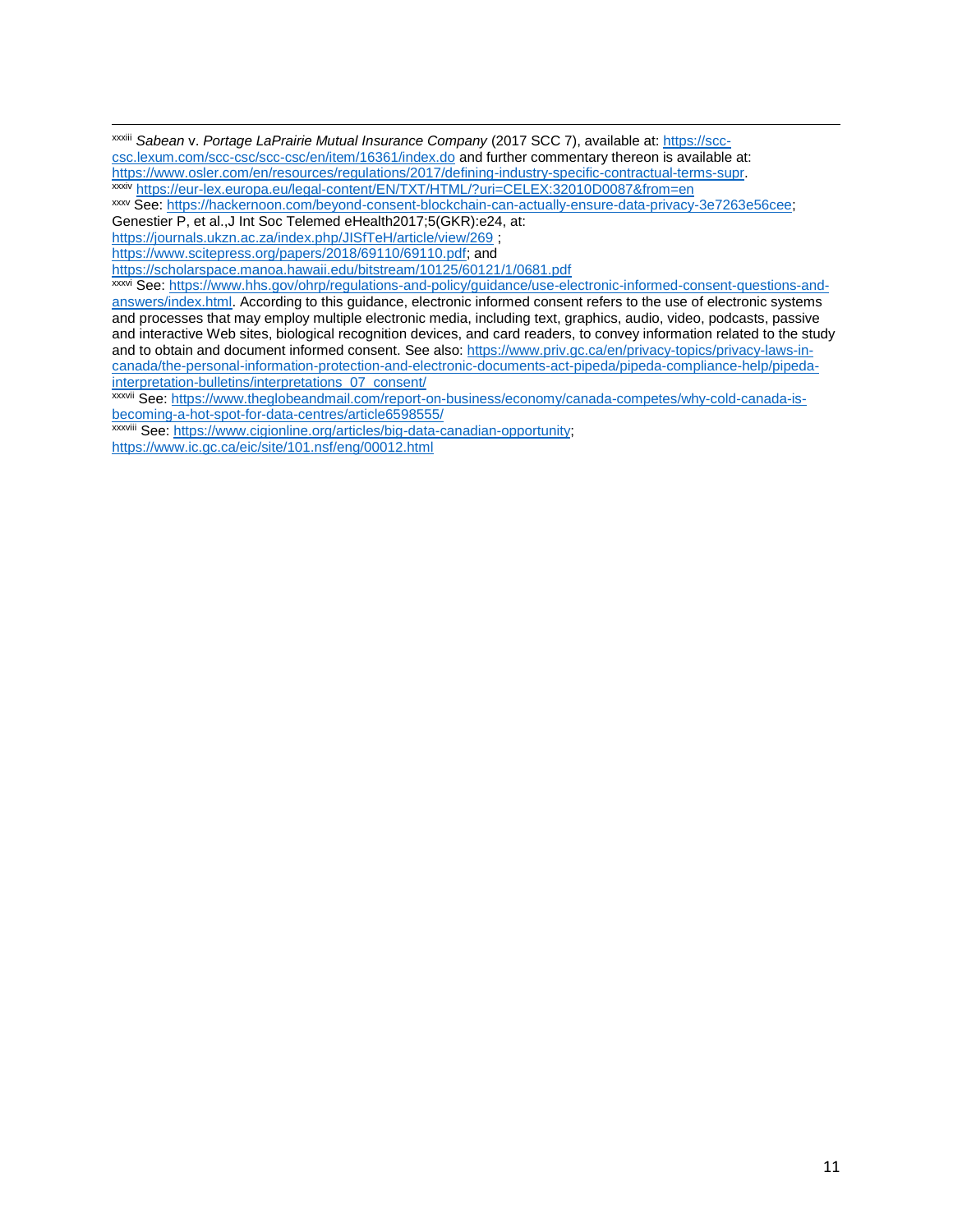[xxxiii] *Sabean* v. *Portage LaPrairie Mutual Insurance Company* (2017 SCC 7), available at: https://scc-csc.lexum.com/scc-csc/scc-csc/en/item/16361/index.do and further commentary thereon is available at: https://www.osler.com/en/resources/regulations/2017/defining-industry-specific-contractual-terms-supr.

[xxxiv] https://eur-lex.europa.eu/legal-content/EN/TXT/HTML/?uri=CELEX:32010D0087&from=en

[xxxv] See: https://hackernoon.com/beyond-consent-blockchain-can-actually-ensure-data-privacy-3e7263e56cee; Genestier P, et al.,J Int Soc Telemed eHealth2017;5(GKR):e24, at: https://journals.ukzn.ac.za/index.php/JISfTeH/article/view/269 ; https://www.scitepress.org/papers/2018/69110/69110.pdf; and https://scholarspace.manoa.hawaii.edu/bitstream/10125/60121/1/0681.pdf

[xxxvi] See: https://www.hhs.gov/ohrp/regulations-and-policy/guidance/use-electronic-informed-consent-questions-and-answers/index.html. According to this guidance, electronic informed consent refers to the use of electronic systems and processes that may employ multiple electronic media, including text, graphics, audio, video, podcasts, passive and interactive Web sites, biological recognition devices, and card readers, to convey information related to the study and to obtain and document informed consent. See also: https://www.priv.gc.ca/en/privacy-topics/privacy-laws-in-canada/the-personal-information-protection-and-electronic-documents-act-pipeda/pipeda-compliance-help/pipeda-interpretation-bulletins/interpretations_07_consent/

[xxxvii] See: https://www.theglobeandmail.com/report-on-business/economy/canada-competes/why-cold-canada-is-becoming-a-hot-spot-for-data-centres/article6598555/

[xxxviii] See: https://www.cigionline.org/articles/big-data-canadian-opportunity; https://www.ic.gc.ca/eic/site/101.nsf/eng/00012.html